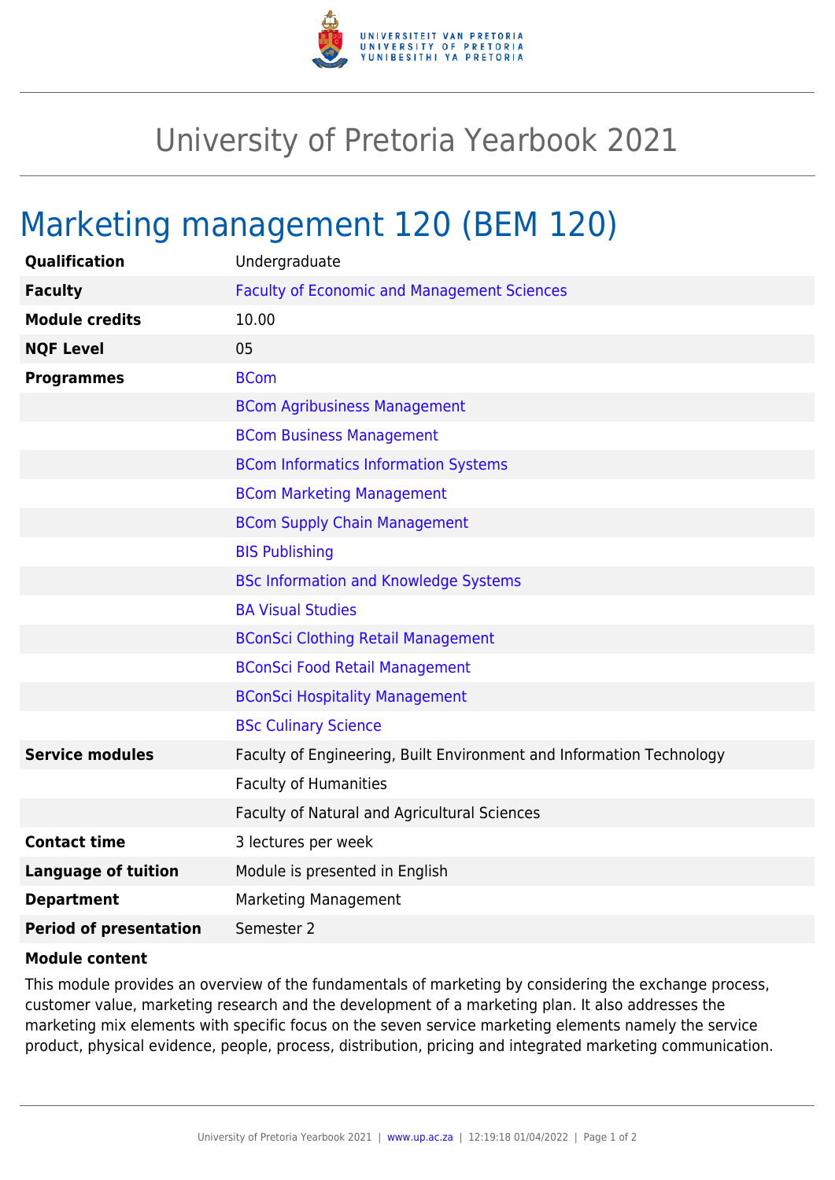# University of Pretoria Yearbook 2021

## Marketing management 120 (BEM 120)

| | |
|---|---|
| **Qualification** | Undergraduate |
| **Faculty** | Faculty of Economic and Management Sciences |
| **Module credits** | 10.00 |
| **NQF Level** | 05 |
| **Programmes** | BCom |
| | BCom Agribusiness Management |
| | BCom Business Management |
| | BCom Informatics Information Systems |
| | BCom Marketing Management |
| | BCom Supply Chain Management |
| | BIS Publishing |
| | BSc Information and Knowledge Systems |
| | BA Visual Studies |
| | BConSci Clothing Retail Management |
| | BConSci Food Retail Management |
| | BConSci Hospitality Management |
| | BSc Culinary Science |
| **Service modules** | Faculty of Engineering, Built Environment and Information Technology |
| | Faculty of Humanities |
| | Faculty of Natural and Agricultural Sciences |
| **Contact time** | 3 lectures per week |
| **Language of tuition** | Module is presented in English |
| **Department** | Marketing Management |
| **Period of presentation** | Semester 2 |

**Module content**

This module provides an overview of the fundamentals of marketing by considering the exchange process, customer value, marketing research and the development of a marketing plan. It also addresses the marketing mix elements with specific focus on the seven service marketing elements namely the service product, physical evidence, people, process, distribution, pricing and integrated marketing communication.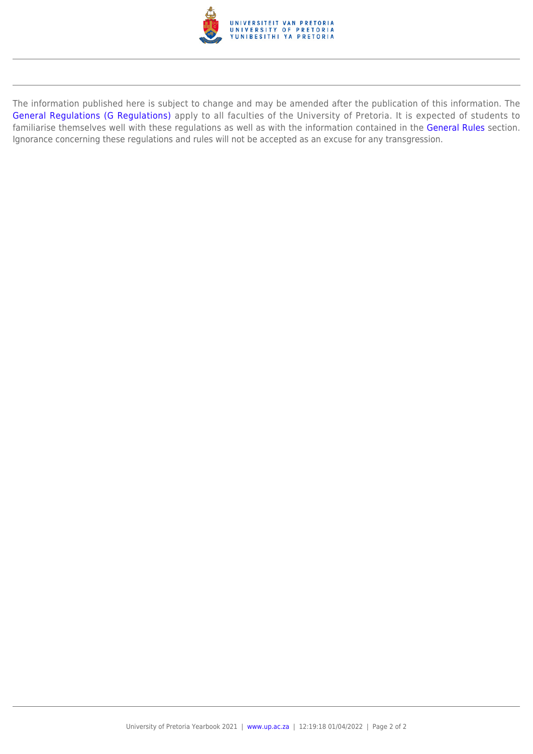The information published here is subject to change and may be amended after the publication of this information. The General Regulations (G Regulations) apply to all faculties of the University of Pretoria. It is expected of students to familiarise themselves well with these regulations as well as with the information contained in the General Rules section. Ignorance concerning these regulations and rules will not be accepted as an excuse for any transgression.